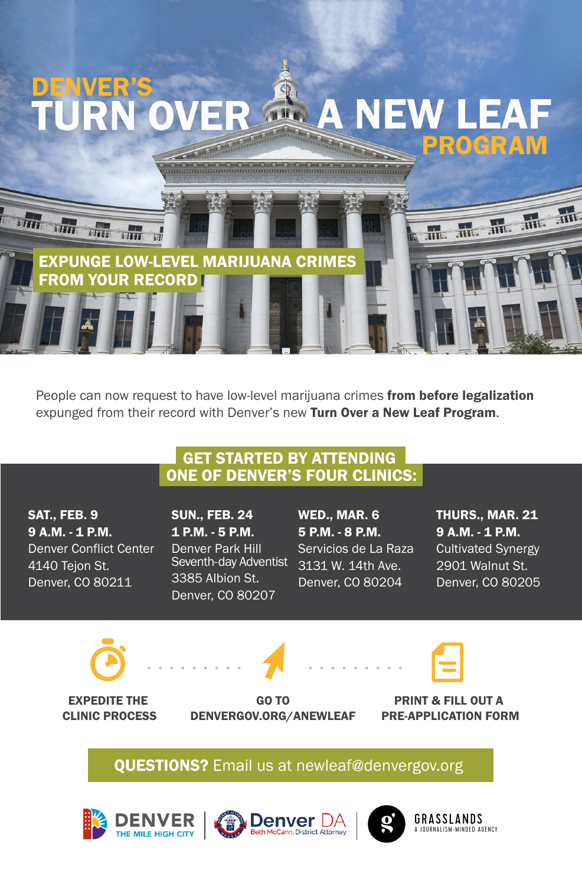# DENVER'S TURN OVER A NEW LEAF PROGRAM

## EXPUNGE LOW-LEVEL MARIJUANA CRIMES FROM YOUR RECORD

People can now request to have low-level marijuana crimes **from before legalization** expunged from their record with Denver's new **Turn Over a New Leaf Program**.

## GET STARTED BY ATTENDING ONE OF DENVER'S FOUR CLINICS:

**SAT., FEB. 9**
**9 A.M. - 1 P.M.**
Denver Conflict Center
4140 Tejon St.
Denver, CO 80211

**SUN., FEB. 24**
**1 P.M. - 5 P.M.**
Denver Park Hill Seventh-day Adventist
3385 Albion St.
Denver, CO 80207

**WED., MAR. 6**
**5 P.M. - 8 P.M.**
Servicios de La Raza
3131 W. 14th Ave.
Denver, CO 80204

**THURS., MAR. 21**
**9 A.M. - 1 P.M.**
Cultivated Synergy
2901 Walnut St.
Denver, CO 80205

**EXPEDITE THE CLINIC PROCESS**

**GO TO DENVERGOV.ORG/ANEWLEAF**

**PRINT & FILL OUT A PRE-APPLICATION FORM**

**QUESTIONS?** Email us at newleaf@denvergov.org

DENVER THE MILE HIGH CITY | Denver DA Beth McCann, District Attorney | GRASSLANDS A JOURNALISM-MINDED AGENCY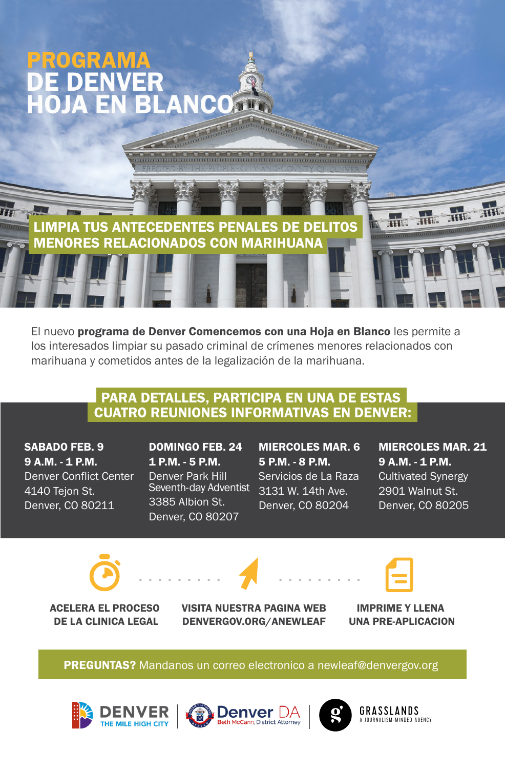# PROGRAMA DE DENVER HOJA EN BLANCO

## LIMPIA TUS ANTECEDENTES PENALES DE DELITOS MENORES RELACIONADOS CON MARIHUANA

El nuevo **programa de Denver Comencemos con una Hoja en Blanco** les permite a los interesados limpiar su pasado criminal de crímenes menores relacionados con marihuana y cometidos antes de la legalización de la marihuana.

## PARA DETALLES, PARTICIPA EN UNA DE ESTAS CUATRO REUNIONES INFORMATIVAS EN DENVER:

**SABADO FEB. 9**
**9 A.M. - 1 P.M.**
Denver Conflict Center
4140 Tejon St.
Denver, CO 80211

**DOMINGO FEB. 24**
**1 P.M. - 5 P.M.**
Denver Park Hill Seventh-day Adventist
3385 Albion St.
Denver, CO 80207

**MIERCOLES MAR. 6**
**5 P.M. - 8 P.M.**
Servicios de La Raza
3131 W. 14th Ave.
Denver, CO 80204

**MIERCOLES MAR. 21**
**9 A.M. - 1 P.M.**
Cultivated Synergy
2901 Walnut St.
Denver, CO 80205

**ACELERA EL PROCESO DE LA CLINICA LEGAL**

**VISITA NUESTRA PAGINA WEB DENVERGOV.ORG/ANEWLEAF**

**IMPRIME Y LLENA UNA PRE-APLICACION**

**PREGUNTAS?** Mandanos un correo electronico a newleaf@denvergov.org

DENVER THE MILE HIGH CITY | Denver DA Beth McCann, District Attorney | GRASSLANDS A JOURNALISM-MINDED AGENCY